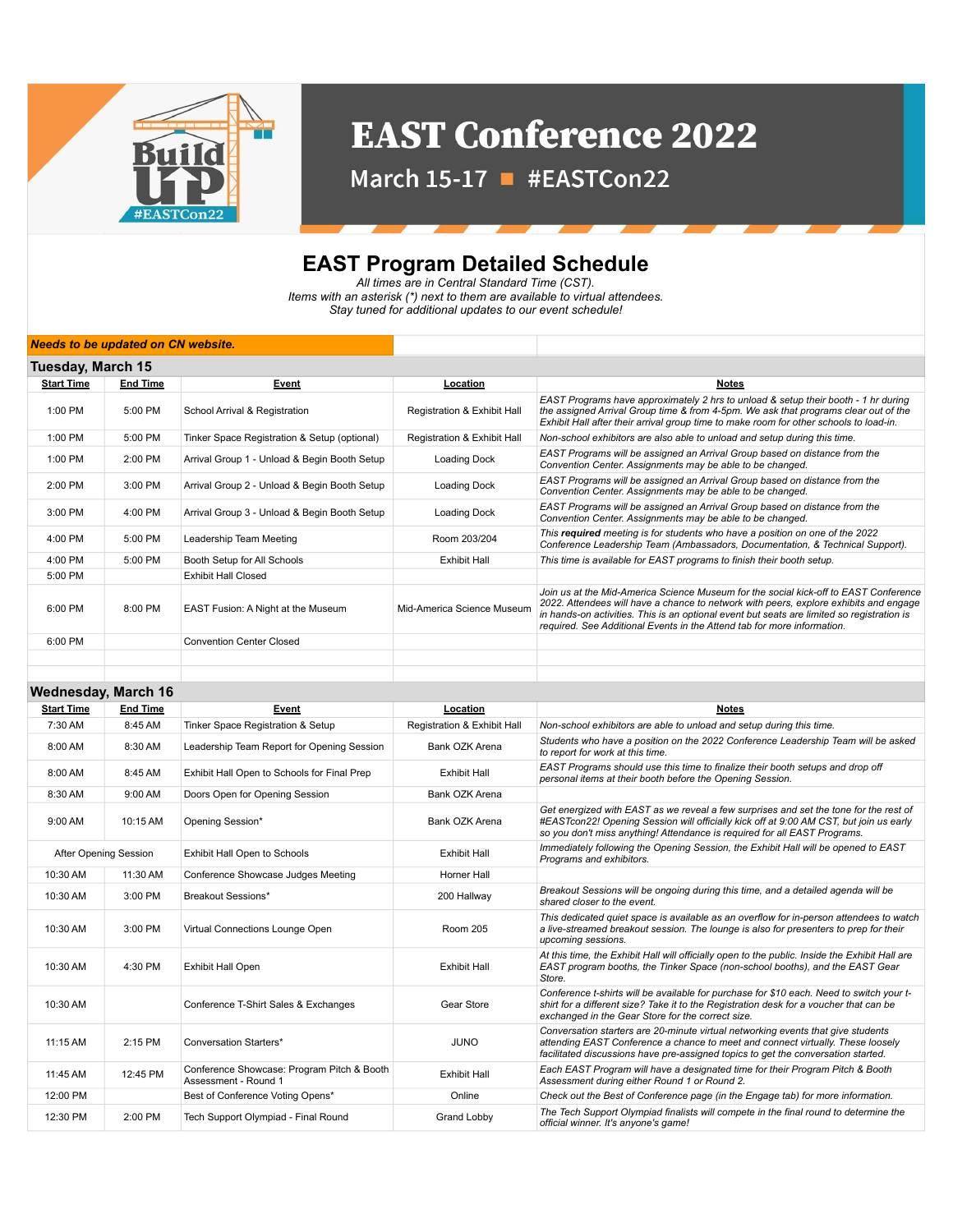# EAST Conference 2022

March 15-17 ■ #EASTCon22

## EAST Program Detailed Schedule

*All times are in Central Standard Time (CST).*
*Items with an asterisk (*) next to them are available to virtual attendees.*
*Stay tuned for additional updates to our event schedule!*

***Needs to be updated on CN website.***

### Tuesday, March 15

| Start Time | End Time | Event | Location | Notes |
|---|---|---|---|---|
| 1:00 PM | 5:00 PM | School Arrival & Registration | Registration & Exhibit Hall | *EAST Programs have approximately 2 hrs to unload & setup their booth - 1 hr during the assigned Arrival Group time & from 4-5pm. We ask that programs clear out of the Exhibit Hall after their arrival group time to make room for other schools to load-in.* |
| 1:00 PM | 5:00 PM | Tinker Space Registration & Setup (optional) | Registration & Exhibit Hall | *Non-school exhibitors are also able to unload and setup during this time.* |
| 1:00 PM | 2:00 PM | Arrival Group 1 - Unload & Begin Booth Setup | Loading Dock | *EAST Programs will be assigned an Arrival Group based on distance from the Convention Center. Assignments may be able to be changed.* |
| 2:00 PM | 3:00 PM | Arrival Group 2 - Unload & Begin Booth Setup | Loading Dock | *EAST Programs will be assigned an Arrival Group based on distance from the Convention Center. Assignments may be able to be changed.* |
| 3:00 PM | 4:00 PM | Arrival Group 3 - Unload & Begin Booth Setup | Loading Dock | *EAST Programs will be assigned an Arrival Group based on distance from the Convention Center. Assignments may be able to be changed.* |
| 4:00 PM | 5:00 PM | Leadership Team Meeting | Room 203/204 | *This **required** meeting is for students who have a position on one of the 2022 Conference Leadership Team (Ambassadors, Documentation, & Technical Support).* |
| 4:00 PM | 5:00 PM | Booth Setup for All Schools | Exhibit Hall | *This time is available for EAST programs to finish their booth setup.* |
| 5:00 PM | | Exhibit Hall Closed | | |
| 6:00 PM | 8:00 PM | EAST Fusion: A Night at the Museum | Mid-America Science Museum | *Join us at the Mid-America Science Museum for the social kick-off to EAST Conference 2022. Attendees will have a chance to network with peers, explore exhibits and engage in hands-on activities. This is an optional event but seats are limited so registration is required. See Additional Events in the Attend tab for more information.* |
| 6:00 PM | | Convention Center Closed | | |

### Wednesday, March 16

| Start Time | End Time | Event | Location | Notes |
|---|---|---|---|---|
| 7:30 AM | 8:45 AM | Tinker Space Registration & Setup | Registration & Exhibit Hall | *Non-school exhibitors are able to unload and setup during this time.* |
| 8:00 AM | 8:30 AM | Leadership Team Report for Opening Session | Bank OZK Arena | *Students who have a position on the 2022 Conference Leadership Team will be asked to report for work at this time.* |
| 8:00 AM | 8:45 AM | Exhibit Hall Open to Schools for Final Prep | Exhibit Hall | *EAST Programs should use this time to finalize their booth setups and drop off personal items at their booth before the Opening Session.* |
| 8:30 AM | 9:00 AM | Doors Open for Opening Session | Bank OZK Arena | |
| 9:00 AM | 10:15 AM | Opening Session* | Bank OZK Arena | *Get energized with EAST as we reveal a few surprises and set the tone for the rest of #EASTcon22! Opening Session will officially kick off at 9:00 AM CST, but join us early so you don't miss anything! Attendance is required for all EAST Programs.* |
| After Opening Session | | Exhibit Hall Open to Schools | Exhibit Hall | *Immediately following the Opening Session, the Exhibit Hall will be opened to EAST Programs and exhibitors.* |
| 10:30 AM | 11:30 AM | Conference Showcase Judges Meeting | Horner Hall | |
| 10:30 AM | 3:00 PM | Breakout Sessions* | 200 Hallway | *Breakout Sessions will be ongoing during this time, and a detailed agenda will be shared closer to the event.* |
| 10:30 AM | 3:00 PM | Virtual Connections Lounge Open | Room 205 | *This dedicated quiet space is available as an overflow for in-person attendees to watch a live-streamed breakout session. The lounge is also for presenters to prep for their upcoming sessions.* |
| 10:30 AM | 4:30 PM | Exhibit Hall Open | Exhibit Hall | *At this time, the Exhibit Hall will officially open to the public. Inside the Exhibit Hall are EAST program booths, the Tinker Space (non-school booths), and the EAST Gear Store.* |
| 10:30 AM | | Conference T-Shirt Sales & Exchanges | Gear Store | *Conference t-shirts will be available for purchase for $10 each. Need to switch your t-shirt for a different size? Take it to the Registration desk for a voucher that can be exchanged in the Gear Store for the correct size.* |
| 11:15 AM | 2:15 PM | Conversation Starters* | JUNO | *Conversation starters are 20-minute virtual networking events that give students attending EAST Conference a chance to meet and connect virtually. These loosely facilitated discussions have pre-assigned topics to get the conversation started.* |
| 11:45 AM | 12:45 PM | Conference Showcase: Program Pitch & Booth Assessment - Round 1 | Exhibit Hall | *Each EAST Program will have a designated time for their Program Pitch & Booth Assessment during either Round 1 or Round 2.* |
| 12:00 PM | | Best of Conference Voting Opens* | Online | *Check out the Best of Conference page (in the Engage tab) for more information.* |
| 12:30 PM | 2:00 PM | Tech Support Olympiad - Final Round | Grand Lobby | *The Tech Support Olympiad finalists will compete in the final round to determine the official winner. It's anyone's game!* |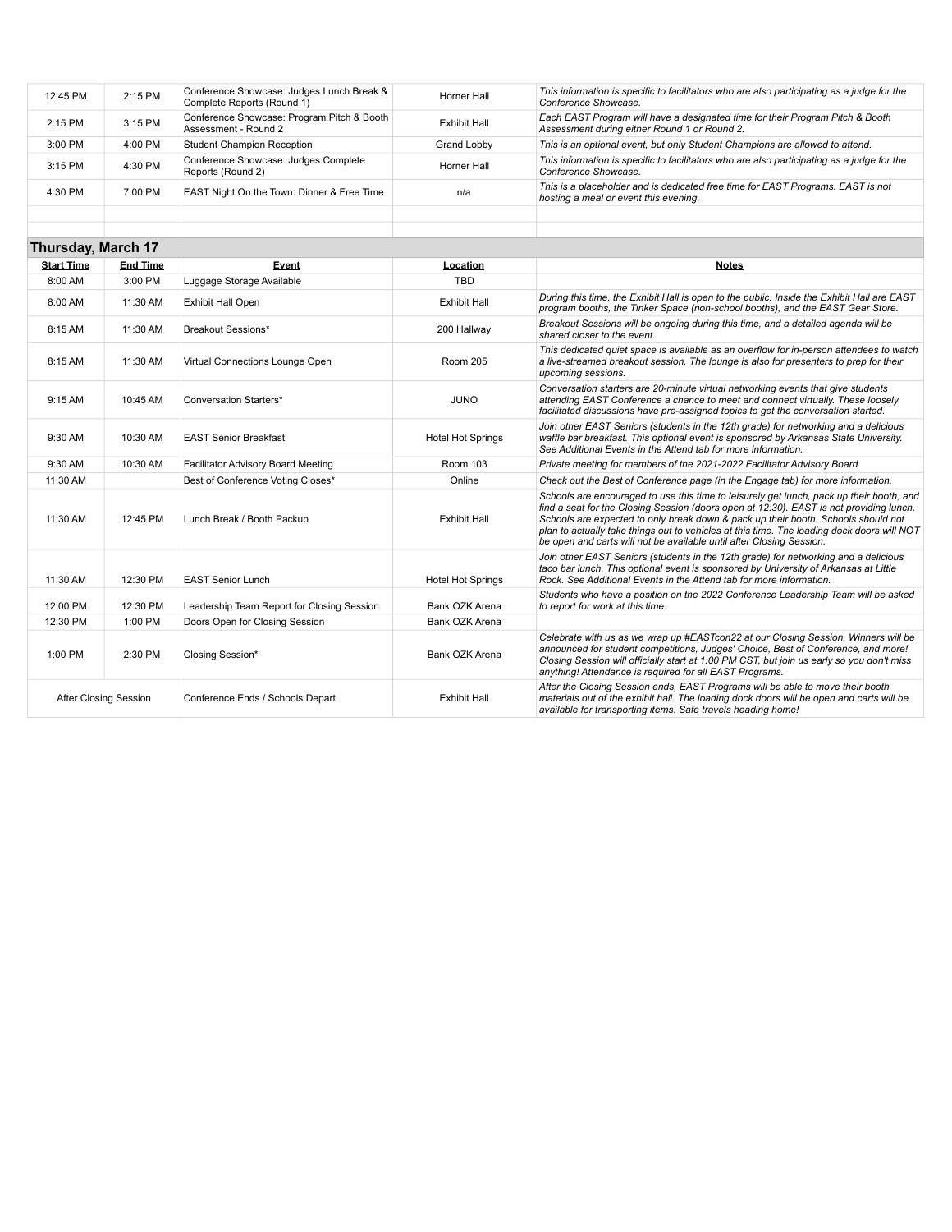| | | | | |
|---|---|---|---|---|
| 12:45 PM | 2:15 PM | Conference Showcase: Judges Lunch Break & Complete Reports (Round 1) | Horner Hall | *This information is specific to facilitators who are also participating as a judge for the Conference Showcase.* |
| 2:15 PM | 3:15 PM | Conference Showcase: Program Pitch & Booth Assessment - Round 2 | Exhibit Hall | *Each EAST Program will have a designated time for their Program Pitch & Booth Assessment during either Round 1 or Round 2.* |
| 3:00 PM | 4:00 PM | Student Champion Reception | Grand Lobby | *This is an optional event, but only Student Champions are allowed to attend.* |
| 3:15 PM | 4:30 PM | Conference Showcase: Judges Complete Reports (Round 2) | Horner Hall | *This information is specific to facilitators who are also participating as a judge for the Conference Showcase.* |
| 4:30 PM | 7:00 PM | EAST Night On the Town: Dinner & Free Time | n/a | *This is a placeholder and is dedicated free time for EAST Programs. EAST is not hosting a meal or event this evening.* |

## Thursday, March 17

| **Start Time** | **End Time** | **Event** | **Location** | **Notes** |
|---|---|---|---|---|
| 8:00 AM | 3:00 PM | Luggage Storage Available | TBD | |
| 8:00 AM | 11:30 AM | Exhibit Hall Open | Exhibit Hall | *During this time, the Exhibit Hall is open to the public. Inside the Exhibit Hall are EAST program booths, the Tinker Space (non-school booths), and the EAST Gear Store.* |
| 8:15 AM | 11:30 AM | Breakout Sessions* | 200 Hallway | *Breakout Sessions will be ongoing during this time, and a detailed agenda will be shared closer to the event.* |
| 8:15 AM | 11:30 AM | Virtual Connections Lounge Open | Room 205 | *This dedicated quiet space is available as an overflow for in-person attendees to watch a live-streamed breakout session. The lounge is also for presenters to prep for their upcoming sessions.* |
| 9:15 AM | 10:45 AM | Conversation Starters* | JUNO | *Conversation starters are 20-minute virtual networking events that give students attending EAST Conference a chance to meet and connect virtually. These loosely facilitated discussions have pre-assigned topics to get the conversation started.* |
| 9:30 AM | 10:30 AM | EAST Senior Breakfast | Hotel Hot Springs | *Join other EAST Seniors (students in the 12th grade) for networking and a delicious waffle bar breakfast. This optional event is sponsored by Arkansas State University. See Additional Events in the Attend tab for more information.* |
| 9:30 AM | 10:30 AM | Facilitator Advisory Board Meeting | Room 103 | *Private meeting for members of the 2021-2022 Facilitator Advisory Board* |
| 11:30 AM | | Best of Conference Voting Closes* | Online | *Check out the Best of Conference page (in the Engage tab) for more information.* |
| 11:30 AM | 12:45 PM | Lunch Break / Booth Packup | Exhibit Hall | *Schools are encouraged to use this time to leisurely get lunch, pack up their booth, and find a seat for the Closing Session (doors open at 12:30). EAST is not providing lunch. Schools are expected to only break down & pack up their booth. Schools should not plan to actually take things out to vehicles at this time. The loading dock doors will NOT be open and carts will not be available until after Closing Session.* |
| 11:30 AM | 12:30 PM | EAST Senior Lunch | Hotel Hot Springs | *Join other EAST Seniors (students in the 12th grade) for networking and a delicious taco bar lunch. This optional event is sponsored by University of Arkansas at Little Rock. See Additional Events in the Attend tab for more information.* |
| 12:00 PM | 12:30 PM | Leadership Team Report for Closing Session | Bank OZK Arena | *Students who have a position on the 2022 Conference Leadership Team will be asked to report for work at this time.* |
| 12:30 PM | 1:00 PM | Doors Open for Closing Session | Bank OZK Arena | |
| 1:00 PM | 2:30 PM | Closing Session* | Bank OZK Arena | *Celebrate with us as we wrap up #EASTcon22 at our Closing Session. Winners will be announced for student competitions, Judges' Choice, Best of Conference, and more! Closing Session will officially start at 1:00 PM CST, but join us early so you don't miss anything! Attendance is required for all EAST Programs.* |
| After Closing Session | | Conference Ends / Schools Depart | Exhibit Hall | *After the Closing Session ends, EAST Programs will be able to move their booth materials out of the exhibit hall. The loading dock doors will be open and carts will be available for transporting items. Safe travels heading home!* |